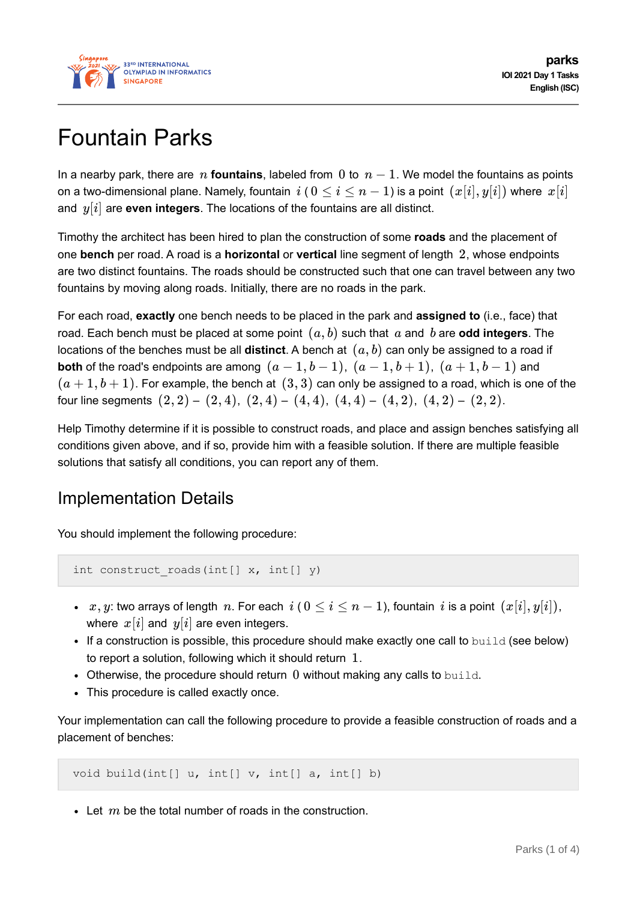# Fountain Parks

In a nearby park, there are $n$ **fountains**, labeled from $0$ to $n-1$. We model the fountains as points on a two-dimensional plane. Namely, fountain $i$ ($0 \le i \le n-1$) is a point $(x[i], y[i])$ where $x[i]$ and $y[i]$ are **even integers**. The locations of the fountains are all distinct.

Timothy the architect has been hired to plan the construction of some **roads** and the placement of one **bench** per road. A road is a **horizontal** or **vertical** line segment of length $2$, whose endpoints are two distinct fountains. The roads should be constructed such that one can travel between any two fountains by moving along roads. Initially, there are no roads in the park.

For each road, **exactly** one bench needs to be placed in the park and **assigned to** (i.e., face) that road. Each bench must be placed at some point $(a, b)$ such that $a$ and $b$ are **odd integers**. The locations of the benches must be all **distinct**. A bench at $(a, b)$ can only be assigned to a road if **both** of the road's endpoints are among $(a-1, b-1)$, $(a-1, b+1)$, $(a+1, b-1)$ and $(a+1, b+1)$. For example, the bench at $(3, 3)$ can only be assigned to a road, which is one of the four line segments $(2, 2)$ – $(2, 4)$, $(2, 4)$ – $(4, 4)$, $(4, 4)$ – $(4, 2)$, $(4, 2)$ – $(2, 2)$.

Help Timothy determine if it is possible to construct roads, and place and assign benches satisfying all conditions given above, and if so, provide him with a feasible solution. If there are multiple feasible solutions that satisfy all conditions, you can report any of them.

## Implementation Details

You should implement the following procedure:

```
int construct_roads(int[] x, int[] y)
```

- $x, y$: two arrays of length $n$. For each $i$ ($0 \le i \le n-1$), fountain $i$ is a point $(x[i], y[i])$, where $x[i]$ and $y[i]$ are even integers.
- If a construction is possible, this procedure should make exactly one call to `build` (see below) to report a solution, following which it should return $1$.
- Otherwise, the procedure should return $0$ without making any calls to `build`.
- This procedure is called exactly once.

Your implementation can call the following procedure to provide a feasible construction of roads and a placement of benches:

```
void build(int[] u, int[] v, int[] a, int[] b)
```

- Let $m$ be the total number of roads in the construction.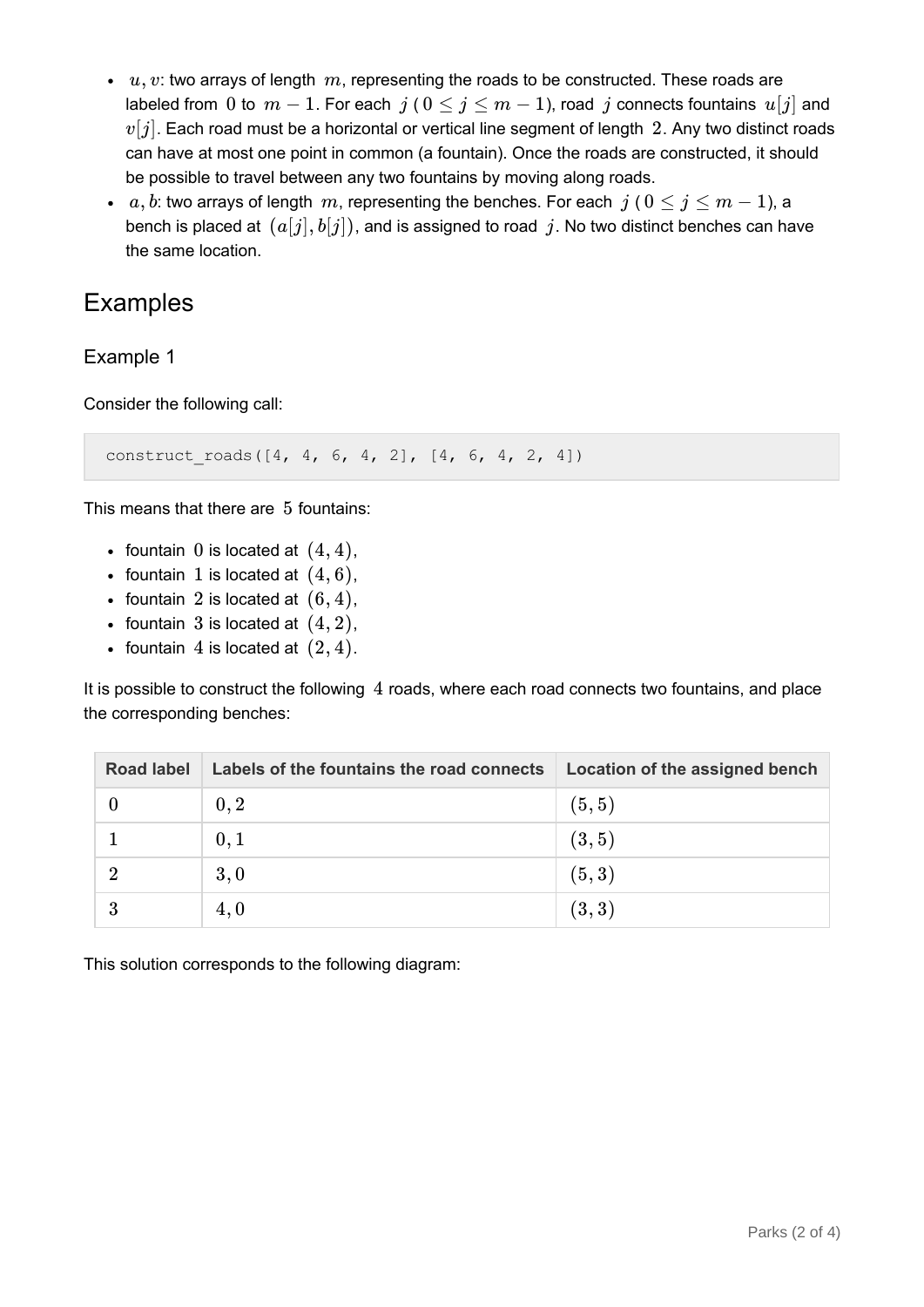- $u, v$: two arrays of length $m$, representing the roads to be constructed. These roads are labeled from $0$ to $m-1$. For each $j$ ($0 \leq j \leq m-1$), road $j$ connects fountains $u[j]$ and $v[j]$. Each road must be a horizontal or vertical line segment of length $2$. Any two distinct roads can have at most one point in common (a fountain). Once the roads are constructed, it should be possible to travel between any two fountains by moving along roads.
- $a, b$: two arrays of length $m$, representing the benches. For each $j$ ($0 \leq j \leq m-1$), a bench is placed at $(a[j], b[j])$, and is assigned to road $j$. No two distinct benches can have the same location.

# Examples

## Example 1

Consider the following call:

```
construct_roads([4, 4, 6, 4, 2], [4, 6, 4, 2, 4])
```

This means that there are $5$ fountains:

- fountain $0$ is located at $(4, 4)$,
- fountain $1$ is located at $(4, 6)$,
- fountain $2$ is located at $(6, 4)$,
- fountain $3$ is located at $(4, 2)$,
- fountain $4$ is located at $(2, 4)$.

It is possible to construct the following $4$ roads, where each road connects two fountains, and place the corresponding benches:

| Road label | Labels of the fountains the road connects | Location of the assigned bench |
| --- | --- | --- |
| $0$ | $0, 2$ | $(5, 5)$ |
| $1$ | $0, 1$ | $(3, 5)$ |
| $2$ | $3, 0$ | $(5, 3)$ |
| $3$ | $4, 0$ | $(3, 3)$ |

This solution corresponds to the following diagram: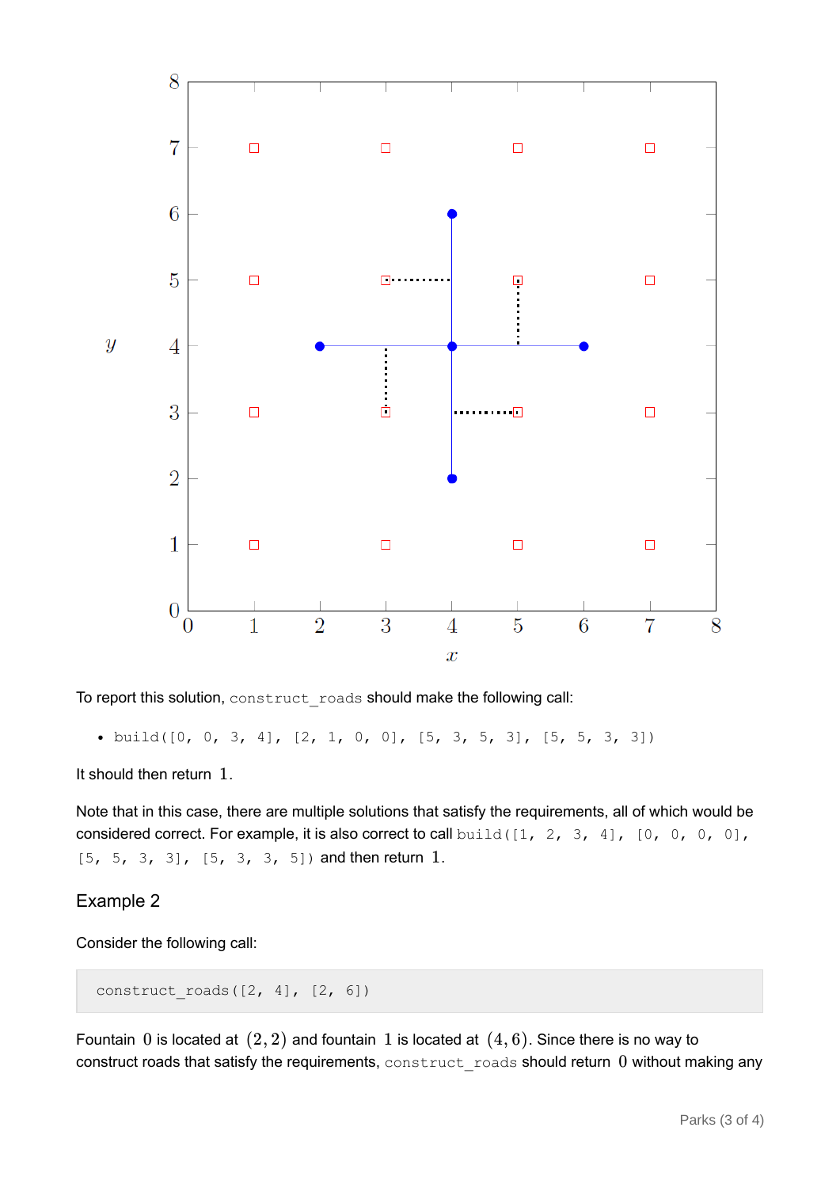To report this solution, `construct_roads` should make the following call:

- `build([0, 0, 3, 4], [2, 1, 0, 0], [5, 3, 5, 3], [5, 5, 3, 3])`

It should then return $1$.

Note that in this case, there are multiple solutions that satisfy the requirements, all of which would be considered correct. For example, it is also correct to call `build([1, 2, 3, 4], [0, 0, 0, 0], [5, 5, 3, 3], [5, 3, 3, 5])` and then return $1$.

## Example 2

Consider the following call:

```
construct_roads([2, 4], [2, 6])
```

Fountain $0$ is located at $(2, 2)$ and fountain $1$ is located at $(4, 6)$. Since there is no way to construct roads that satisfy the requirements, `construct_roads` should return $0$ without making any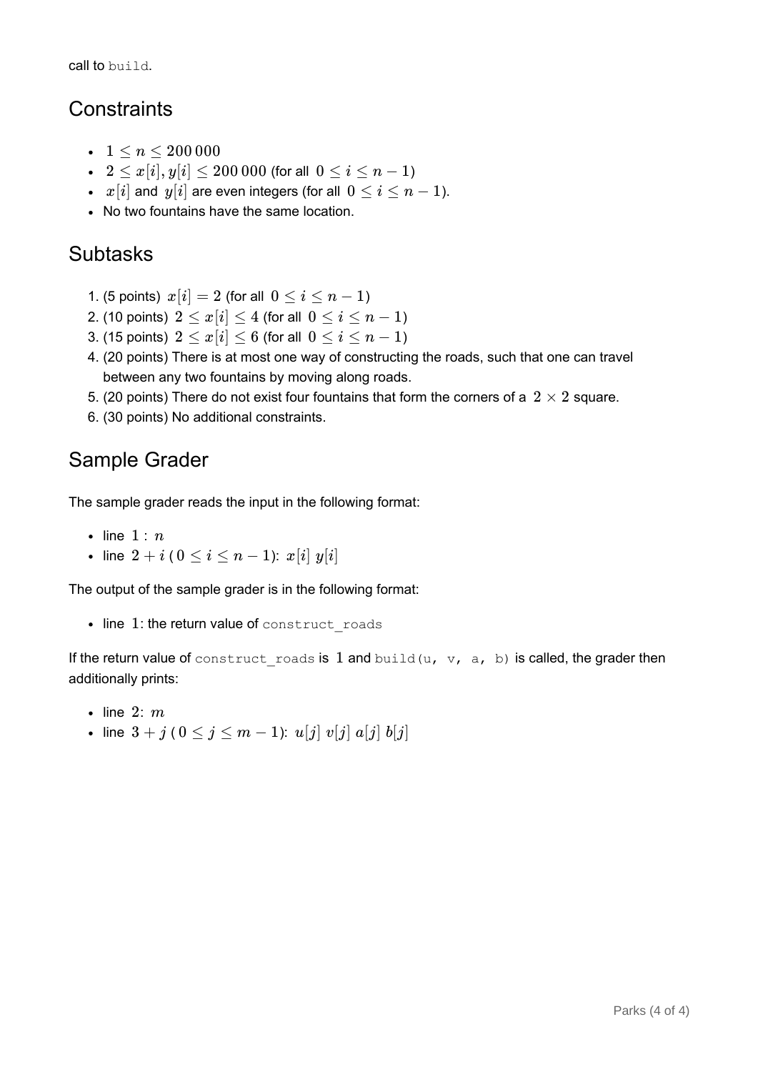call to `build`.

## Constraints

- $1 \le n \le 200\,000$
- $2 \le x[i], y[i] \le 200\,000$ (for all $0 \le i \le n-1$)
- $x[i]$ and $y[i]$ are even integers (for all $0 \le i \le n-1$).
- No two fountains have the same location.

## Subtasks

1. (5 points) $x[i] = 2$ (for all $0 \le i \le n-1$)
2. (10 points) $2 \le x[i] \le 4$ (for all $0 \le i \le n-1$)
3. (15 points) $2 \le x[i] \le 6$ (for all $0 \le i \le n-1$)
4. (20 points) There is at most one way of constructing the roads, such that one can travel between any two fountains by moving along roads.
5. (20 points) There do not exist four fountains that form the corners of a $2 \times 2$ square.
6. (30 points) No additional constraints.

## Sample Grader

The sample grader reads the input in the following format:

- line $1$ : $n$
- line $2 + i$ ( $0 \le i \le n-1$): $x[i]$ $y[i]$

The output of the sample grader is in the following format:

- line $1$: the return value of `construct_roads`

If the return value of `construct_roads` is $1$ and `build(u, v, a, b)` is called, the grader then additionally prints:

- line $2$: $m$
- line $3 + j$ ( $0 \le j \le m-1$): $u[j]$ $v[j]$ $a[j]$ $b[j]$